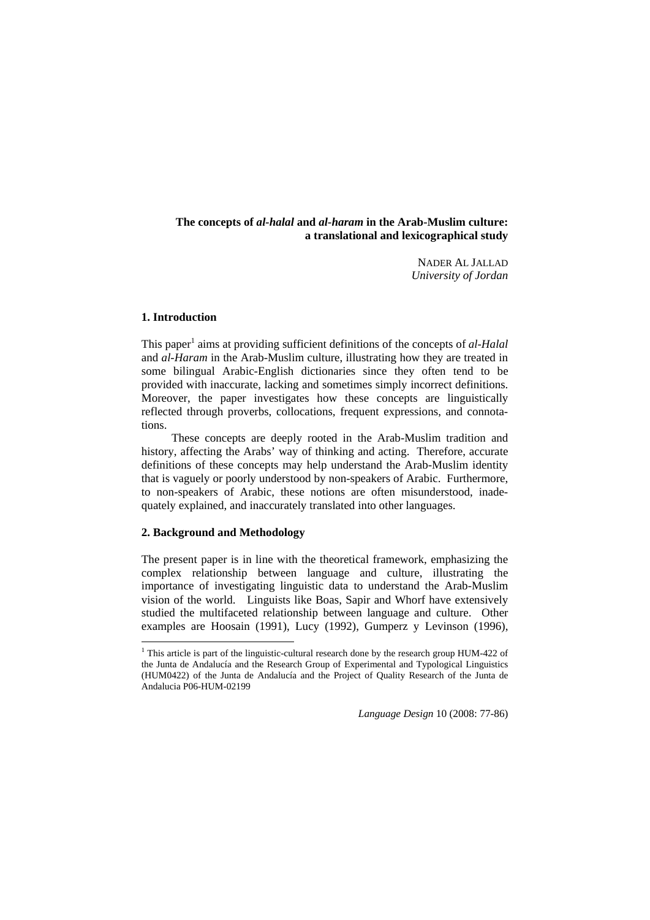# The concepts of *al-halal* and *al-haram* in the Arab-Muslim culture: a translational and lexicographical study

NADER AL JALLAD
*University of Jordan*

## 1. Introduction

This paper[1] aims at providing sufficient definitions of the concepts of *al-Halal* and *al-Haram* in the Arab-Muslim culture, illustrating how they are treated in some bilingual Arabic-English dictionaries since they often tend to be provided with inaccurate, lacking and sometimes simply incorrect definitions. Moreover, the paper investigates how these concepts are linguistically reflected through proverbs, collocations, frequent expressions, and connotations.

These concepts are deeply rooted in the Arab-Muslim tradition and history, affecting the Arabs' way of thinking and acting. Therefore, accurate definitions of these concepts may help understand the Arab-Muslim identity that is vaguely or poorly understood by non-speakers of Arabic. Furthermore, to non-speakers of Arabic, these notions are often misunderstood, inadequately explained, and inaccurately translated into other languages.

## 2. Background and Methodology

The present paper is in line with the theoretical framework, emphasizing the complex relationship between language and culture, illustrating the importance of investigating linguistic data to understand the Arab-Muslim vision of the world. Linguists like Boas, Sapir and Whorf have extensively studied the multifaceted relationship between language and culture. Other examples are Hoosain (1991), Lucy (1992), Gumperz y Levinson (1996),

[1] This article is part of the linguistic-cultural research done by the research group HUM-422 of the Junta de Andalucía and the Research Group of Experimental and Typological Linguistics (HUM0422) of the Junta de Andalucía and the Project of Quality Research of the Junta de Andalucia P06-HUM-02199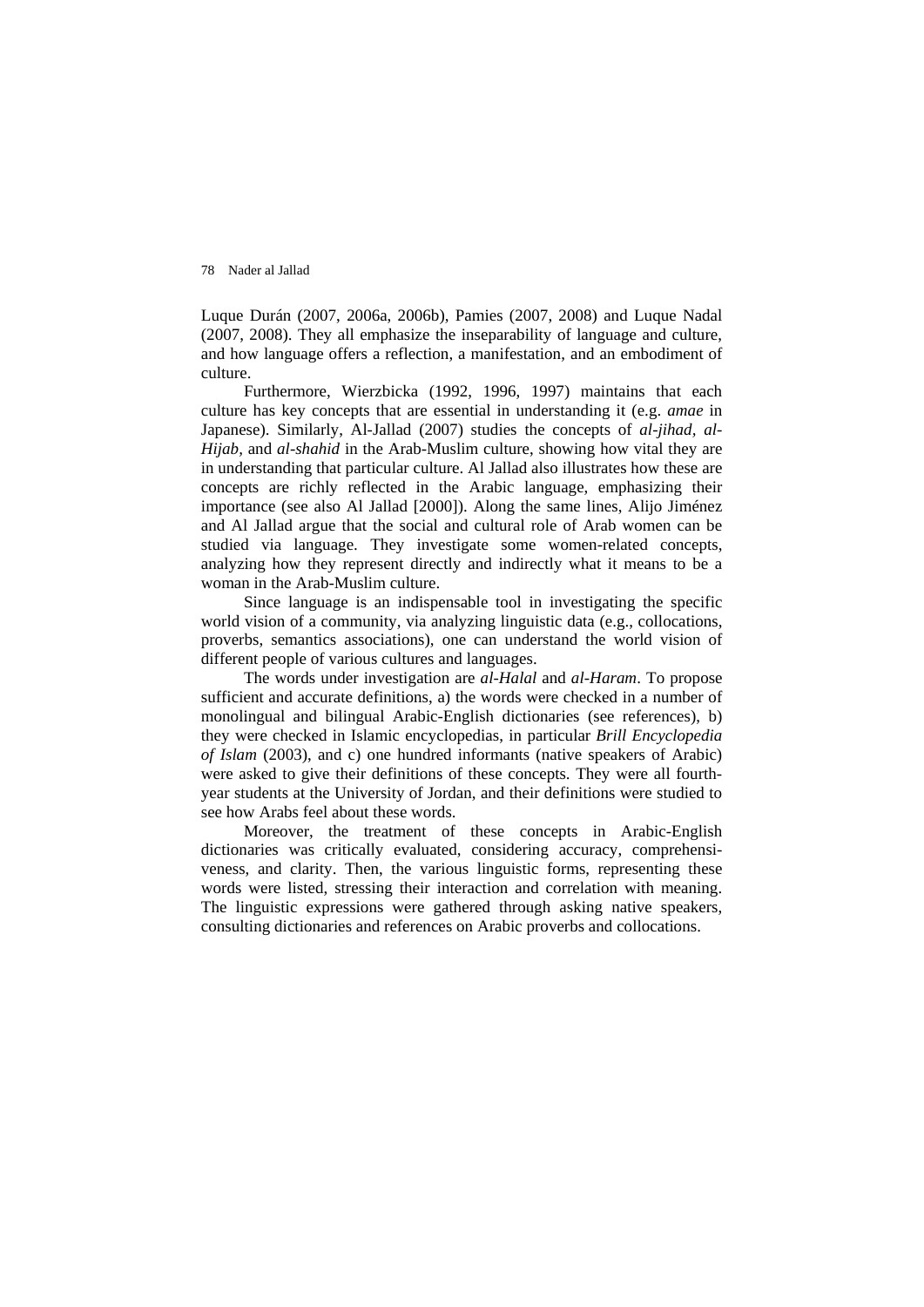Luque Durán (2007, 2006a, 2006b), Pamies (2007, 2008) and Luque Nadal (2007, 2008). They all emphasize the inseparability of language and culture, and how language offers a reflection, a manifestation, and an embodiment of culture.

Furthermore, Wierzbicka (1992, 1996, 1997) maintains that each culture has key concepts that are essential in understanding it (e.g. *amae* in Japanese). Similarly, Al-Jallad (2007) studies the concepts of *al-jihad*, *al-Hijab*, and *al-shahid* in the Arab-Muslim culture, showing how vital they are in understanding that particular culture. Al Jallad also illustrates how these are concepts are richly reflected in the Arabic language, emphasizing their importance (see also Al Jallad [2000]). Along the same lines, Alijo Jiménez and Al Jallad argue that the social and cultural role of Arab women can be studied via language. They investigate some women-related concepts, analyzing how they represent directly and indirectly what it means to be a woman in the Arab-Muslim culture.

Since language is an indispensable tool in investigating the specific world vision of a community, via analyzing linguistic data (e.g., collocations, proverbs, semantics associations), one can understand the world vision of different people of various cultures and languages.

The words under investigation are *al-Halal* and *al-Haram*. To propose sufficient and accurate definitions, a) the words were checked in a number of monolingual and bilingual Arabic-English dictionaries (see references), b) they were checked in Islamic encyclopedias, in particular *Brill Encyclopedia of Islam* (2003), and c) one hundred informants (native speakers of Arabic) were asked to give their definitions of these concepts. They were all fourth-year students at the University of Jordan, and their definitions were studied to see how Arabs feel about these words.

Moreover, the treatment of these concepts in Arabic-English dictionaries was critically evaluated, considering accuracy, comprehensiveness, and clarity. Then, the various linguistic forms, representing these words were listed, stressing their interaction and correlation with meaning. The linguistic expressions were gathered through asking native speakers, consulting dictionaries and references on Arabic proverbs and collocations.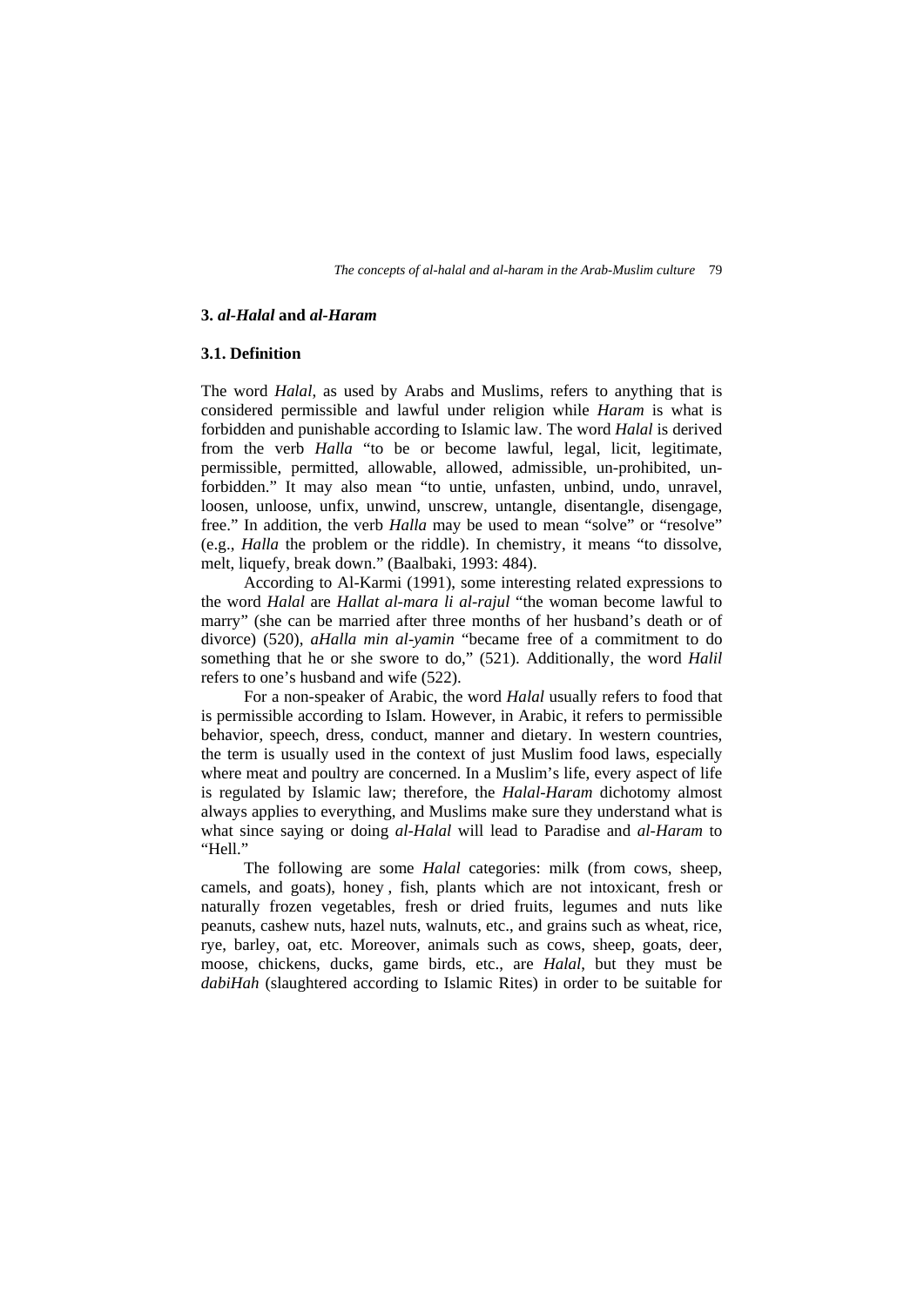## 3. *al-Halal* and *al-Haram*

### 3.1. Definition

The word *Halal*, as used by Arabs and Muslims, refers to anything that is considered permissible and lawful under religion while *Haram* is what is forbidden and punishable according to Islamic law. The word *Halal* is derived from the verb *Halla* "to be or become lawful, legal, licit, legitimate, permissible, permitted, allowable, allowed, admissible, un-prohibited, un-forbidden." It may also mean "to untie, unfasten, unbind, undo, unravel, loosen, unloose, unfix, unwind, unscrew, untangle, disentangle, disengage, free." In addition, the verb *Halla* may be used to mean "solve" or "resolve" (e.g., *Halla* the problem or the riddle). In chemistry, it means "to dissolve, melt, liquefy, break down." (Baalbaki, 1993: 484).

According to Al-Karmi (1991), some interesting related expressions to the word *Halal* are *Hallat al-mara li al-rajul* "the woman become lawful to marry" (she can be married after three months of her husband's death or of divorce) (520), *aHalla min al-yamin* "became free of a commitment to do something that he or she swore to do," (521). Additionally, the word *Halil* refers to one's husband and wife (522).

For a non-speaker of Arabic, the word *Halal* usually refers to food that is permissible according to Islam. However, in Arabic, it refers to permissible behavior, speech, dress, conduct, manner and dietary. In western countries, the term is usually used in the context of just Muslim food laws, especially where meat and poultry are concerned. In a Muslim's life, every aspect of life is regulated by Islamic law; therefore, the *Halal-Haram* dichotomy almost always applies to everything, and Muslims make sure they understand what is what since saying or doing *al-Halal* will lead to Paradise and *al-Haram* to "Hell."

The following are some *Halal* categories: milk (from cows, sheep, camels, and goats), honey , fish, plants which are not intoxicant, fresh or naturally frozen vegetables, fresh or dried fruits, legumes and nuts like peanuts, cashew nuts, hazel nuts, walnuts, etc., and grains such as wheat, rice, rye, barley, oat, etc. Moreover, animals such as cows, sheep, goats, deer, moose, chickens, ducks, game birds, etc., are *Halal*, but they must be *dabiHah* (slaughtered according to Islamic Rites) in order to be suitable for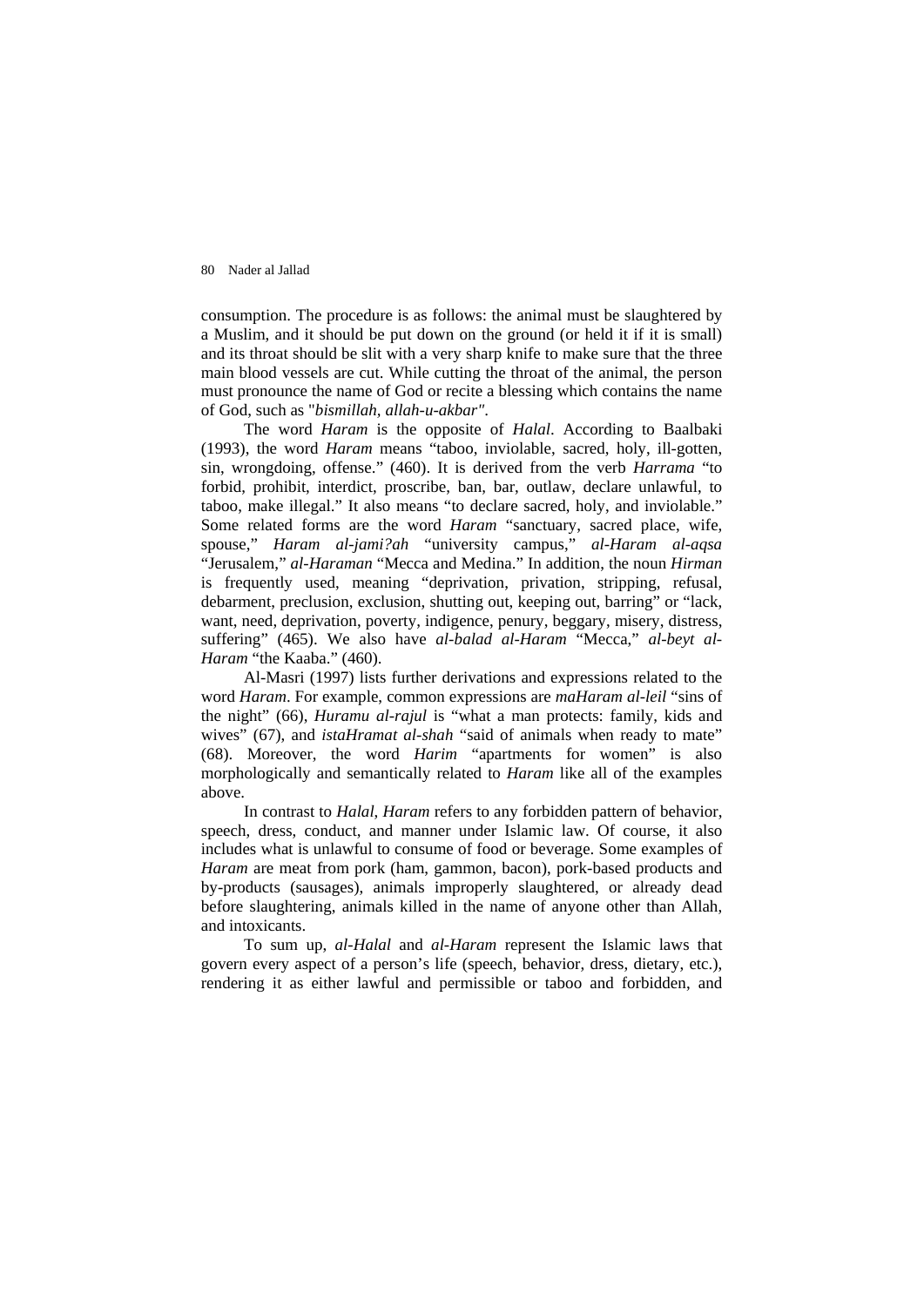consumption. The procedure is as follows: the animal must be slaughtered by a Muslim, and it should be put down on the ground (or held it if it is small) and its throat should be slit with a very sharp knife to make sure that the three main blood vessels are cut. While cutting the throat of the animal, the person must pronounce the name of God or recite a blessing which contains the name of God, such as "*bismillah, allah-u-akbar"*.

The word *Haram* is the opposite of *Halal*. According to Baalbaki (1993), the word *Haram* means "taboo, inviolable, sacred, holy, ill-gotten, sin, wrongdoing, offense." (460). It is derived from the verb *Harrama* "to forbid, prohibit, interdict, proscribe, ban, bar, outlaw, declare unlawful, to taboo, make illegal." It also means "to declare sacred, holy, and inviolable." Some related forms are the word *Haram* "sanctuary, sacred place, wife, spouse," *Haram al-jami?ah* "university campus," *al-Haram al-aqsa* "Jerusalem," *al-Haraman* "Mecca and Medina." In addition, the noun *Hirman* is frequently used, meaning "deprivation, privation, stripping, refusal, debarment, preclusion, exclusion, shutting out, keeping out, barring" or "lack, want, need, deprivation, poverty, indigence, penury, beggary, misery, distress, suffering" (465). We also have *al-balad al-Haram* "Mecca," *al-beyt al-Haram* "the Kaaba." (460).

Al-Masri (1997) lists further derivations and expressions related to the word *Haram*. For example, common expressions are *maHaram al-leil* "sins of the night" (66), *Huramu al-rajul* is "what a man protects: family, kids and wives" (67), and *istaHramat al-shah* "said of animals when ready to mate" (68). Moreover, the word *Harim* "apartments for women" is also morphologically and semantically related to *Haram* like all of the examples above.

In contrast to *Halal*, *Haram* refers to any forbidden pattern of behavior, speech, dress, conduct, and manner under Islamic law. Of course, it also includes what is unlawful to consume of food or beverage. Some examples of *Haram* are meat from pork (ham, gammon, bacon), pork-based products and by-products (sausages), animals improperly slaughtered, or already dead before slaughtering, animals killed in the name of anyone other than Allah, and intoxicants.

To sum up, *al-Halal* and *al-Haram* represent the Islamic laws that govern every aspect of a person's life (speech, behavior, dress, dietary, etc.), rendering it as either lawful and permissible or taboo and forbidden, and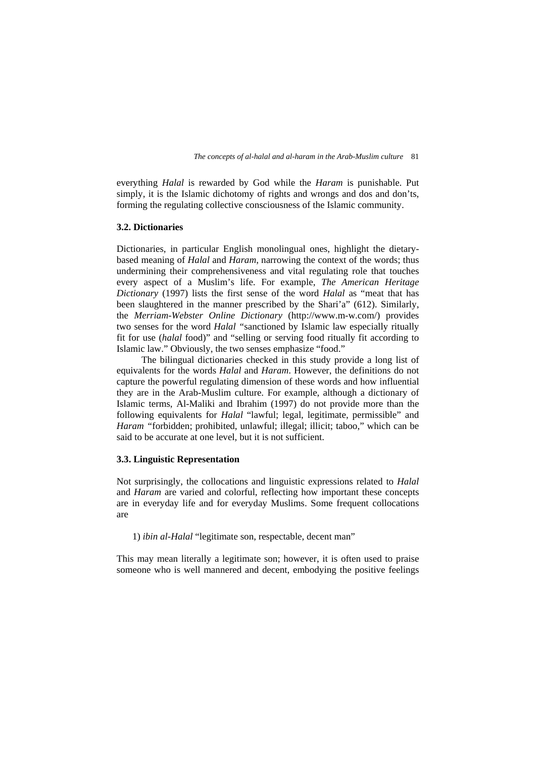everything *Halal* is rewarded by God while the *Haram* is punishable. Put simply, it is the Islamic dichotomy of rights and wrongs and dos and don'ts, forming the regulating collective consciousness of the Islamic community.

### 3.2. Dictionaries

Dictionaries, in particular English monolingual ones, highlight the dietary-based meaning of *Halal* and *Haram*, narrowing the context of the words; thus undermining their comprehensiveness and vital regulating role that touches every aspect of a Muslim's life. For example, *The American Heritage Dictionary* (1997) lists the first sense of the word *Halal* as "meat that has been slaughtered in the manner prescribed by the Shari'a" (612). Similarly, the *Merriam-Webster Online Dictionary* (http://www.m-w.com/) provides two senses for the word *Halal* "sanctioned by Islamic law especially ritually fit for use (*halal* food)" and "selling or serving food ritually fit according to Islamic law." Obviously, the two senses emphasize "food."

The bilingual dictionaries checked in this study provide a long list of equivalents for the words *Halal* and *Haram*. However, the definitions do not capture the powerful regulating dimension of these words and how influential they are in the Arab-Muslim culture. For example, although a dictionary of Islamic terms, Al-Maliki and Ibrahim (1997) do not provide more than the following equivalents for *Halal* "lawful; legal, legitimate, permissible" and *Haram* "forbidden; prohibited, unlawful; illegal; illicit; taboo," which can be said to be accurate at one level, but it is not sufficient.

### 3.3. Linguistic Representation

Not surprisingly, the collocations and linguistic expressions related to *Halal* and *Haram* are varied and colorful, reflecting how important these concepts are in everyday life and for everyday Muslims. Some frequent collocations are

1) *ibin al-Halal* "legitimate son, respectable, decent man"

This may mean literally a legitimate son; however, it is often used to praise someone who is well mannered and decent, embodying the positive feelings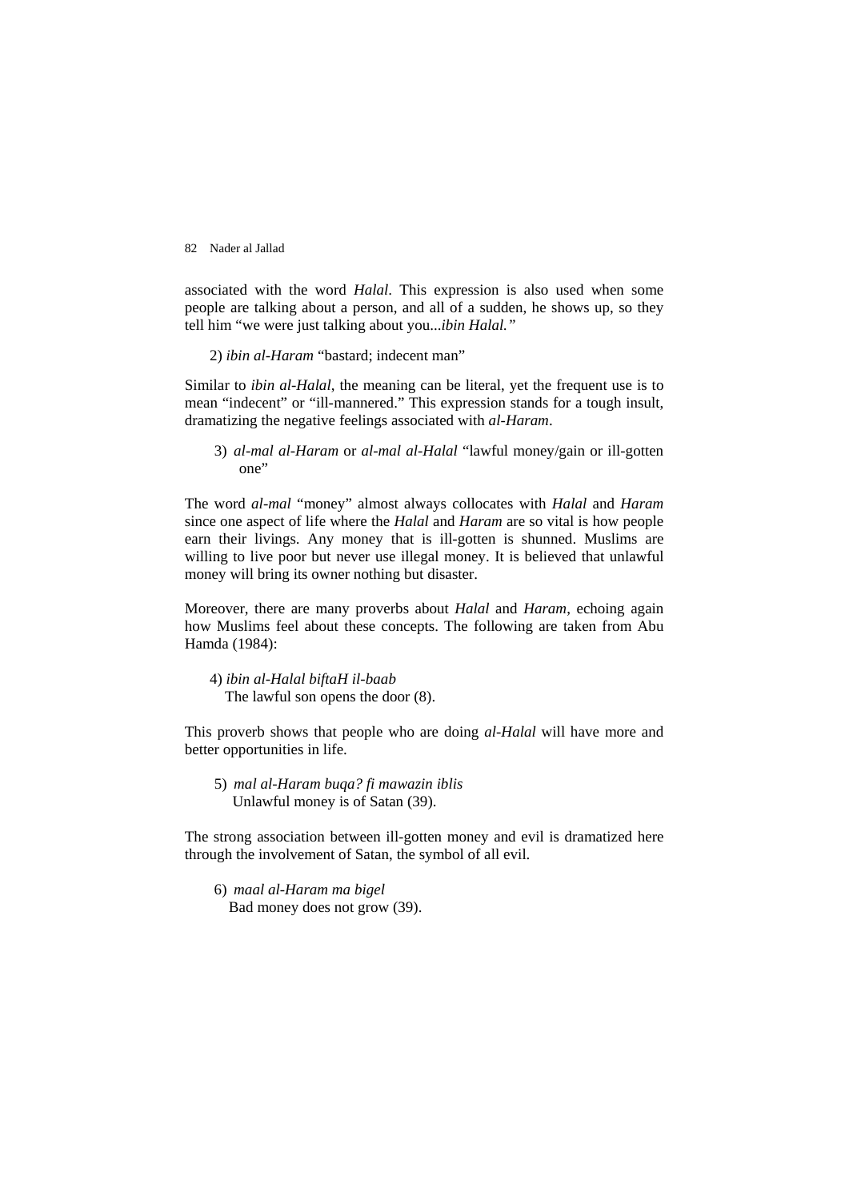associated with the word *Halal*. This expression is also used when some people are talking about a person, and all of a sudden, he shows up, so they tell him "we were just talking about you...*ibin Halal."*

2) *ibin al-Haram* "bastard; indecent man"

Similar to *ibin al-Halal*, the meaning can be literal, yet the frequent use is to mean "indecent" or "ill-mannered." This expression stands for a tough insult, dramatizing the negative feelings associated with *al-Haram*.

3) *al-mal al-Haram* or *al-mal al-Halal* "lawful money/gain or ill-gotten one"

The word *al-mal* "money" almost always collocates with *Halal* and *Haram* since one aspect of life where the *Halal* and *Haram* are so vital is how people earn their livings. Any money that is ill-gotten is shunned. Muslims are willing to live poor but never use illegal money. It is believed that unlawful money will bring its owner nothing but disaster.

Moreover, there are many proverbs about *Halal* and *Haram*, echoing again how Muslims feel about these concepts. The following are taken from Abu Hamda (1984):

4) *ibin al-Halal biftaH il-baab*
The lawful son opens the door (8).

This proverb shows that people who are doing *al-Halal* will have more and better opportunities in life.

5) *mal al-Haram buqa? fi mawazin iblis*
Unlawful money is of Satan (39).

The strong association between ill-gotten money and evil is dramatized here through the involvement of Satan, the symbol of all evil.

6) *maal al-Haram ma bigel*
Bad money does not grow (39).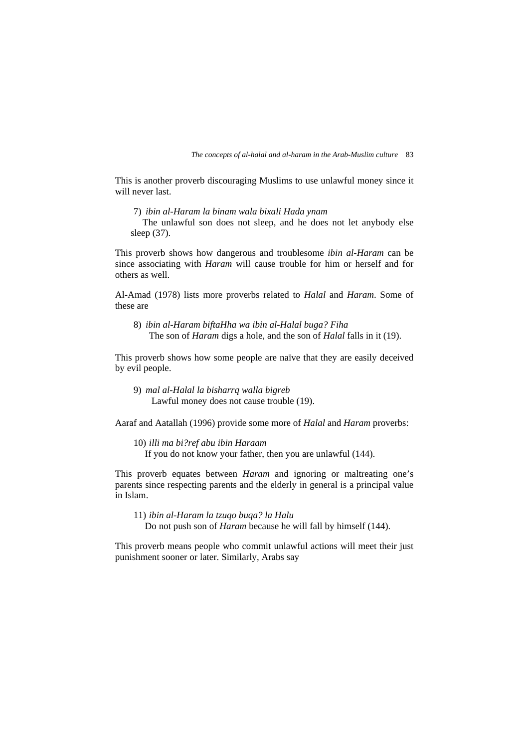This is another proverb discouraging Muslims to use unlawful money since it will never last.

7) *ibin al-Haram la binam wala bixali Hada ynam*
The unlawful son does not sleep, and he does not let anybody else sleep (37).

This proverb shows how dangerous and troublesome *ibin al-Haram* can be since associating with *Haram* will cause trouble for him or herself and for others as well.

Al-Amad (1978) lists more proverbs related to *Halal* and *Haram*. Some of these are

8) *ibin al-Haram biftaHha wa ibin al-Halal buga? Fiha*
The son of *Haram* digs a hole, and the son of *Halal* falls in it (19).

This proverb shows how some people are naïve that they are easily deceived by evil people.

9) *mal al-Halal la bisharrq walla bigreb*
Lawful money does not cause trouble (19).

Aaraf and Aatallah (1996) provide some more of *Halal* and *Haram* proverbs:

10) *illi ma bi?ref abu ibin Haraam*
If you do not know your father, then you are unlawful (144).

This proverb equates between *Haram* and ignoring or maltreating one's parents since respecting parents and the elderly in general is a principal value in Islam.

11) *ibin al-Haram la tzuqo buqa? la Halu*
Do not push son of *Haram* because he will fall by himself (144).

This proverb means people who commit unlawful actions will meet their just punishment sooner or later. Similarly, Arabs say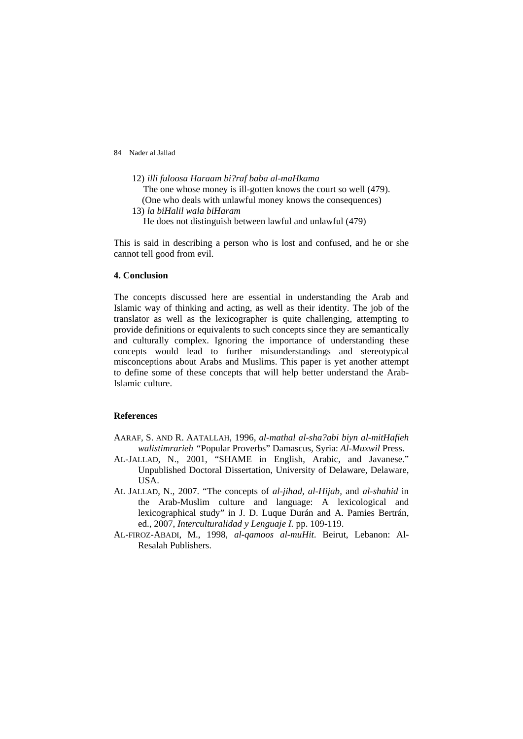12) *illi fuloosa Haraam bi?raf baba al-maHkama*
The one whose money is ill-gotten knows the court so well (479).
(One who deals with unlawful money knows the consequences)

13) *la biHalil wala biHaram*
He does not distinguish between lawful and unlawful (479)

This is said in describing a person who is lost and confused, and he or she cannot tell good from evil.

## 4. Conclusion

The concepts discussed here are essential in understanding the Arab and Islamic way of thinking and acting, as well as their identity. The job of the translator as well as the lexicographer is quite challenging, attempting to provide definitions or equivalents to such concepts since they are semantically and culturally complex. Ignoring the importance of understanding these concepts would lead to further misunderstandings and stereotypical misconceptions about Arabs and Muslims. This paper is yet another attempt to define some of these concepts that will help better understand the Arab-Islamic culture.

## References

AARAF, S. AND R. AATALLAH, 1996, *al-mathal al-sha?abi biyn al-mitHafieh walistimrarieh* "Popular Proverbs" Damascus, Syria: *Al-Muxwil* Press.

AL-JALLAD, N., 2001, "SHAME in English, Arabic, and Javanese." Unpublished Doctoral Dissertation, University of Delaware, Delaware, USA.

AL JALLAD, N., 2007. "The concepts of *al-jihad, al-Hijab*, and *al-shahid* in the Arab-Muslim culture and language: A lexicological and lexicographical study" in J. D. Luque Durán and A. Pamies Bertrán, ed., 2007, *Interculturalidad y Lenguaje I.* pp. 109-119.

AL-FIROZ-ABADI, M., 1998, *al-qamoos al-muHit*. Beirut, Lebanon: Al-Resalah Publishers.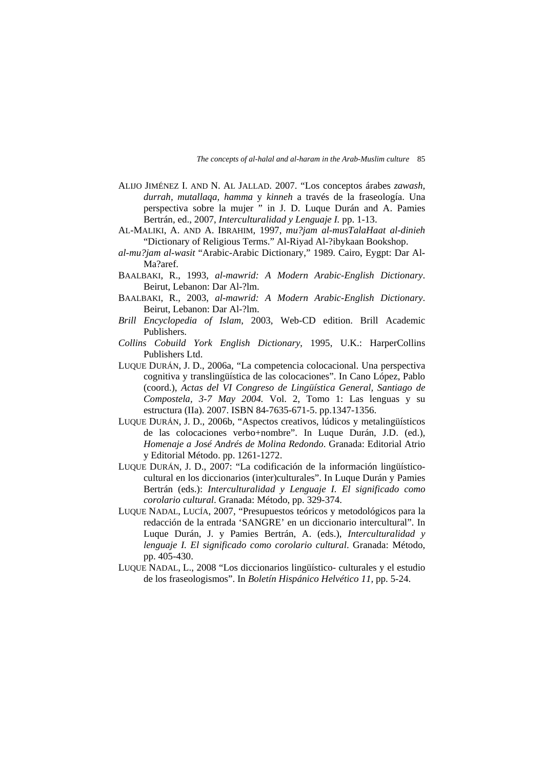ALIJO JIMÉNEZ I. AND N. AL JALLAD. 2007. "Los conceptos árabes *zawash, durrah, mutallaqa, hamma* y *kinneh* a través de la fraseología. Una perspectiva sobre la mujer " in J. D. Luque Durán and A. Pamies Bertrán, ed., 2007, *Interculturalidad y Lenguaje I*. pp. 1-13.

AL-MALIKI, A. AND A. IBRAHIM, 1997, *mu?jam al-musTalaHaat al-dinieh* "Dictionary of Religious Terms." Al-Riyad Al-?ibykaan Bookshop.

*al-mu?jam al-wasit* "Arabic-Arabic Dictionary," 1989. Cairo, Eygpt: Dar Al-Ma?aref.

BAALBAKI, R., 1993, *al-mawrid: A Modern Arabic-English Dictionary*. Beirut, Lebanon: Dar Al-?lm.

BAALBAKI, R., 2003, *al-mawrid: A Modern Arabic-English Dictionary*. Beirut, Lebanon: Dar Al-?lm.

*Brill Encyclopedia of Islam*, 2003, Web-CD edition. Brill Academic Publishers.

*Collins Cobuild York English Dictionary*, 1995, U.K.: HarperCollins Publishers Ltd.

LUQUE DURÁN, J. D., 2006a, "La competencia colocacional. Una perspectiva cognitiva y translingüística de las colocaciones". In Cano López, Pablo (coord.), *Actas del VI Congreso de Lingüística General, Santiago de Compostela, 3-7 May 2004.* Vol. 2, Tomo 1: Las lenguas y su estructura (IIa). 2007. ISBN 84-7635-671-5. pp.1347-1356.

LUQUE DURÁN, J. D., 2006b, "Aspectos creativos, lúdicos y metalingüísticos de las colocaciones verbo+nombre". In Luque Durán, J.D. (ed.), *Homenaje a José Andrés de Molina Redondo*. Granada: Editorial Atrio y Editorial Método. pp. 1261-1272.

LUQUE DURÁN, J. D., 2007: "La codificación de la información lingüístico-cultural en los diccionarios (inter)culturales". In Luque Durán y Pamies Bertrán (eds.): *Interculturalidad y Lenguaje I. El significado como corolario cultural*. Granada: Método, pp. 329-374.

LUQUE NADAL, LUCÍA, 2007, "Presupuestos teóricos y metodológicos para la redacción de la entrada 'SANGRE' en un diccionario intercultural". In Luque Durán, J. y Pamies Bertrán, A. (eds.), *Interculturalidad y lenguaje I. El significado como corolario cultural*. Granada: Método, pp. 405-430.

LUQUE NADAL, L., 2008 "Los diccionarios lingüístico- culturales y el estudio de los fraseologismos". In *Boletín Hispánico Helvético 11*, pp. 5-24.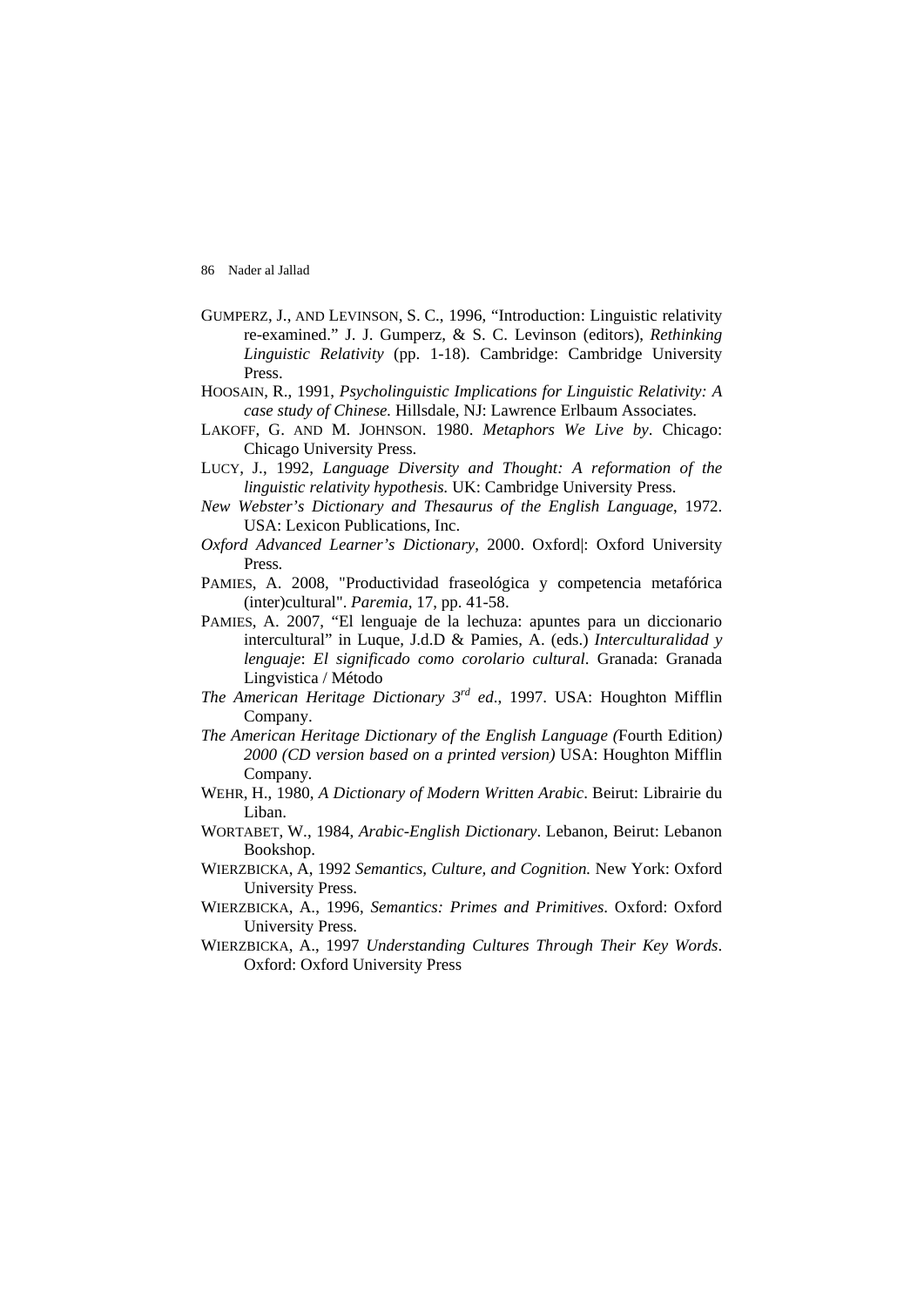GUMPERZ, J., AND LEVINSON, S. C., 1996, "Introduction: Linguistic relativity re-examined." J. J. Gumperz, & S. C. Levinson (editors), *Rethinking Linguistic Relativity* (pp. 1-18). Cambridge: Cambridge University Press.

HOOSAIN, R., 1991, *Psycholinguistic Implications for Linguistic Relativity: A case study of Chinese.* Hillsdale, NJ: Lawrence Erlbaum Associates.

LAKOFF, G. AND M. JOHNSON. 1980. *Metaphors We Live by*. Chicago: Chicago University Press.

LUCY, J., 1992, *Language Diversity and Thought: A reformation of the linguistic relativity hypothesis.* UK: Cambridge University Press.

*New Webster's Dictionary and Thesaurus of the English Language*, 1972. USA: Lexicon Publications, Inc.

*Oxford Advanced Learner's Dictionary*, 2000. Oxford|: Oxford University Press.

PAMIES, A. 2008, "Productividad fraseológica y competencia metafórica (inter)cultural". *Paremia*, 17, pp. 41-58.

PAMIES, A. 2007, "El lenguaje de la lechuza: apuntes para un diccionario intercultural" in Luque, J.d.D & Pamies, A. (eds.) *Interculturalidad y lenguaje*: *El significado como corolario cultural*. Granada: Granada Lingvistica / Método

*The American Heritage Dictionary 3rd ed*., 1997. USA: Houghton Mifflin Company.

*The American Heritage Dictionary of the English Language (*Fourth Edition*) 2000 (CD version based on a printed version)* USA: Houghton Mifflin Company.

WEHR, H., 1980, *A Dictionary of Modern Written Arabic*. Beirut: Librairie du Liban.

WORTABET, W., 1984, *Arabic-English Dictionary*. Lebanon, Beirut: Lebanon Bookshop.

WIERZBICKA, A, 1992 *Semantics, Culture, and Cognition.* New York: Oxford University Press.

WIERZBICKA, A., 1996, *Semantics: Primes and Primitives*. Oxford: Oxford University Press.

WIERZBICKA, A., 1997 *Understanding Cultures Through Their Key Words*. Oxford: Oxford University Press